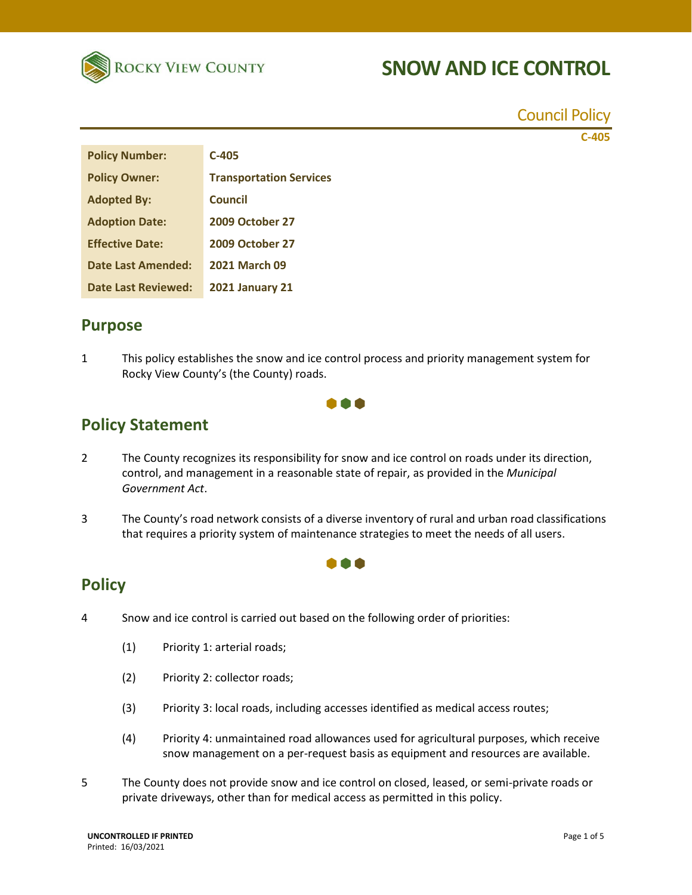Rocky View County

# SNOW AND ICE CONTROL

Council Policy

C-405

| Policy Number: | C-405 |
|---|---|
| Policy Owner: | Transportation Services |
| Adopted By: | Council |
| Adoption Date: | 2009 October 27 |
| Effective Date: | 2009 October 27 |
| Date Last Amended: | 2021 March 09 |
| Date Last Reviewed: | 2021 January 21 |

## Purpose

1 This policy establishes the snow and ice control process and priority management system for Rocky View County's (the County) roads.

## Policy Statement

2 The County recognizes its responsibility for snow and ice control on roads under its direction, control, and management in a reasonable state of repair, as provided in the *Municipal Government Act*.

3 The County's road network consists of a diverse inventory of rural and urban road classifications that requires a priority system of maintenance strategies to meet the needs of all users.

## Policy

4 Snow and ice control is carried out based on the following order of priorities:

(1) Priority 1: arterial roads;

(2) Priority 2: collector roads;

(3) Priority 3: local roads, including accesses identified as medical access routes;

(4) Priority 4: unmaintained road allowances used for agricultural purposes, which receive snow management on a per-request basis as equipment and resources are available.

5 The County does not provide snow and ice control on closed, leased, or semi-private roads or private driveways, other than for medical access as permitted in this policy.

UNCONTROLLED IF PRINTED
Printed: 16/03/2021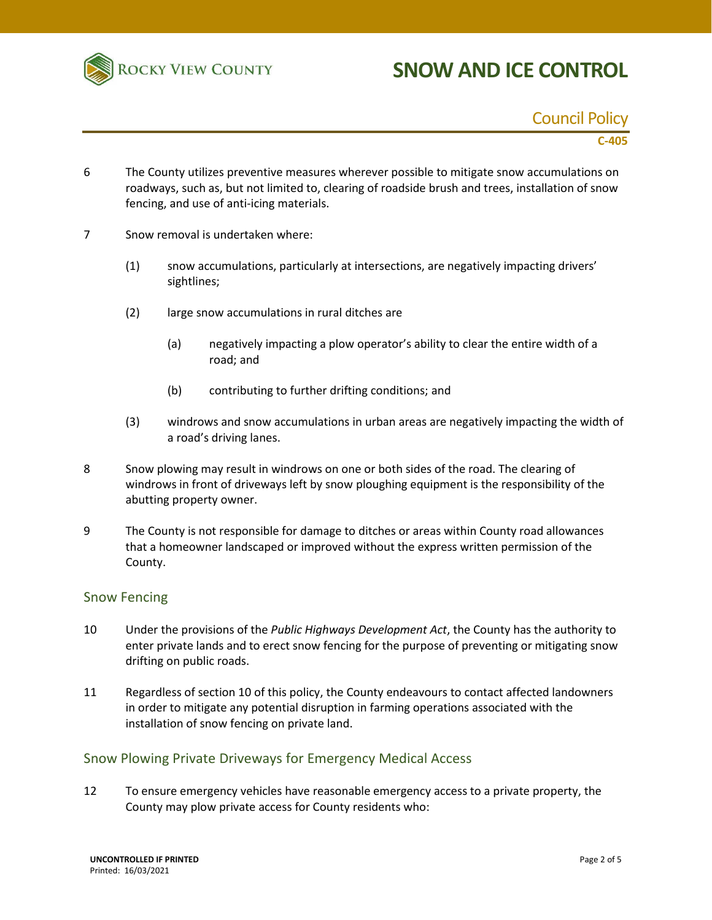6 The County utilizes preventive measures wherever possible to mitigate snow accumulations on roadways, such as, but not limited to, clearing of roadside brush and trees, installation of snow fencing, and use of anti-icing materials.

7 Snow removal is undertaken where:

(1) snow accumulations, particularly at intersections, are negatively impacting drivers' sightlines;

(2) large snow accumulations in rural ditches are

(a) negatively impacting a plow operator's ability to clear the entire width of a road; and

(b) contributing to further drifting conditions; and

(3) windrows and snow accumulations in urban areas are negatively impacting the width of a road's driving lanes.

8 Snow plowing may result in windrows on one or both sides of the road. The clearing of windrows in front of driveways left by snow ploughing equipment is the responsibility of the abutting property owner.

9 The County is not responsible for damage to ditches or areas within County road allowances that a homeowner landscaped or improved without the express written permission of the County.

## Snow Fencing

10 Under the provisions of the *Public Highways Development Act*, the County has the authority to enter private lands and to erect snow fencing for the purpose of preventing or mitigating snow drifting on public roads.

11 Regardless of section 10 of this policy, the County endeavours to contact affected landowners in order to mitigate any potential disruption in farming operations associated with the installation of snow fencing on private land.

## Snow Plowing Private Driveways for Emergency Medical Access

12 To ensure emergency vehicles have reasonable emergency access to a private property, the County may plow private access for County residents who: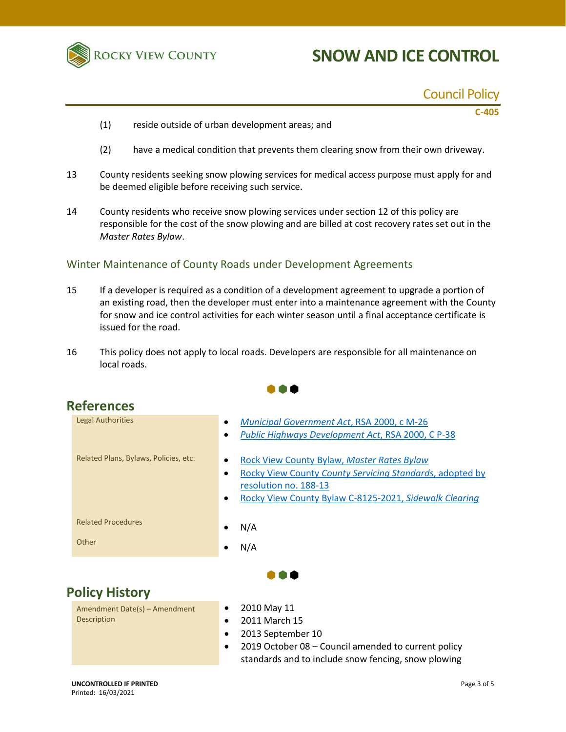(1) reside outside of urban development areas; and

(2) have a medical condition that prevents them clearing snow from their own driveway.

13 County residents seeking snow plowing services for medical access purpose must apply for and be deemed eligible before receiving such service.

14 County residents who receive snow plowing services under section 12 of this policy are responsible for the cost of the snow plowing and are billed at cost recovery rates set out in the *Master Rates Bylaw*.

### Winter Maintenance of County Roads under Development Agreements

15 If a developer is required as a condition of a development agreement to upgrade a portion of an existing road, then the developer must enter into a maintenance agreement with the County for snow and ice control activities for each winter season until a final acceptance certificate is issued for the road.

16 This policy does not apply to local roads. Developers are responsible for all maintenance on local roads.

## References

| | |
|---|---|
| Legal Authorities | • *Municipal Government Act*, RSA 2000, c M-26<br>• *Public Highways Development Act*, RSA 2000, C P-38 |
| Related Plans, Bylaws, Policies, etc. | • Rock View County Bylaw, *Master Rates Bylaw*<br>• Rocky View County *County Servicing Standards*, adopted by resolution no. 188-13<br>• Rocky View County Bylaw C-8125-2021, *Sidewalk Clearing* |
| Related Procedures | • N/A |
| Other | • N/A |

## Policy History

| | |
|---|---|
| Amendment Date(s) – Amendment Description | • 2010 May 11<br>• 2011 March 15<br>• 2013 September 10<br>• 2019 October 08 – Council amended to current policy standards and to include snow fencing, snow plowing |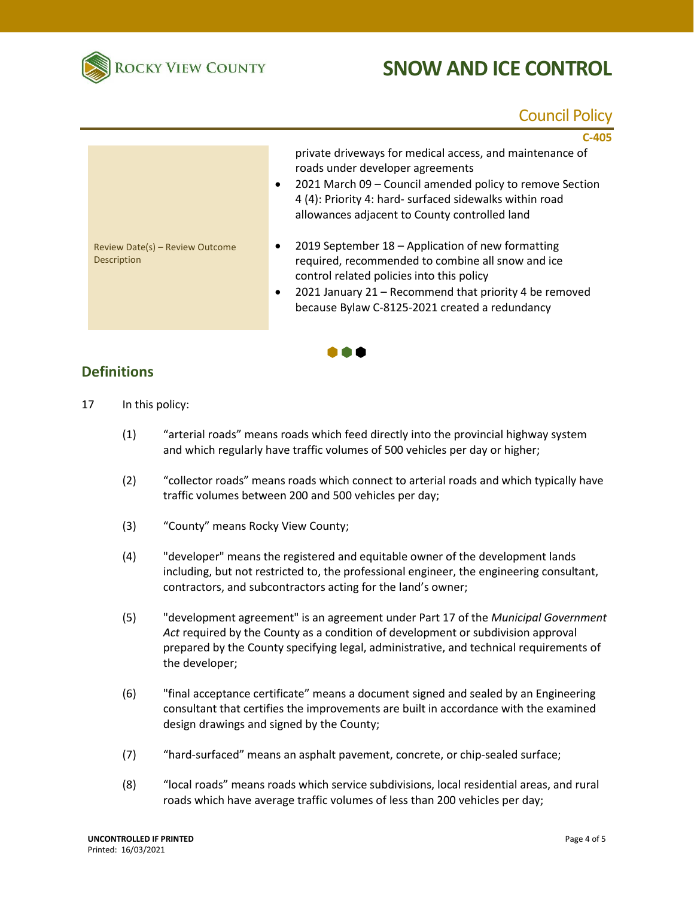| | |
|---|---|
| | private driveways for medical access, and maintenance of roads under developer agreements<br>• 2021 March 09 – Council amended policy to remove Section 4 (4): Priority 4: hard- surfaced sidewalks within road allowances adjacent to County controlled land |
| Review Date(s) – Review Outcome Description | • 2019 September 18 – Application of new formatting required, recommended to combine all snow and ice control related policies into this policy<br>• 2021 January 21 – Recommend that priority 4 be removed because Bylaw C-8125-2021 created a redundancy |

## Definitions

17 In this policy:

(1) "arterial roads" means roads which feed directly into the provincial highway system and which regularly have traffic volumes of 500 vehicles per day or higher;

(2) "collector roads" means roads which connect to arterial roads and which typically have traffic volumes between 200 and 500 vehicles per day;

(3) "County" means Rocky View County;

(4) "developer" means the registered and equitable owner of the development lands including, but not restricted to, the professional engineer, the engineering consultant, contractors, and subcontractors acting for the land's owner;

(5) "development agreement" is an agreement under Part 17 of the *Municipal Government Act* required by the County as a condition of development or subdivision approval prepared by the County specifying legal, administrative, and technical requirements of the developer;

(6) "final acceptance certificate" means a document signed and sealed by an Engineering consultant that certifies the improvements are built in accordance with the examined design drawings and signed by the County;

(7) "hard-surfaced" means an asphalt pavement, concrete, or chip-sealed surface;

(8) "local roads" means roads which service subdivisions, local residential areas, and rural roads which have average traffic volumes of less than 200 vehicles per day;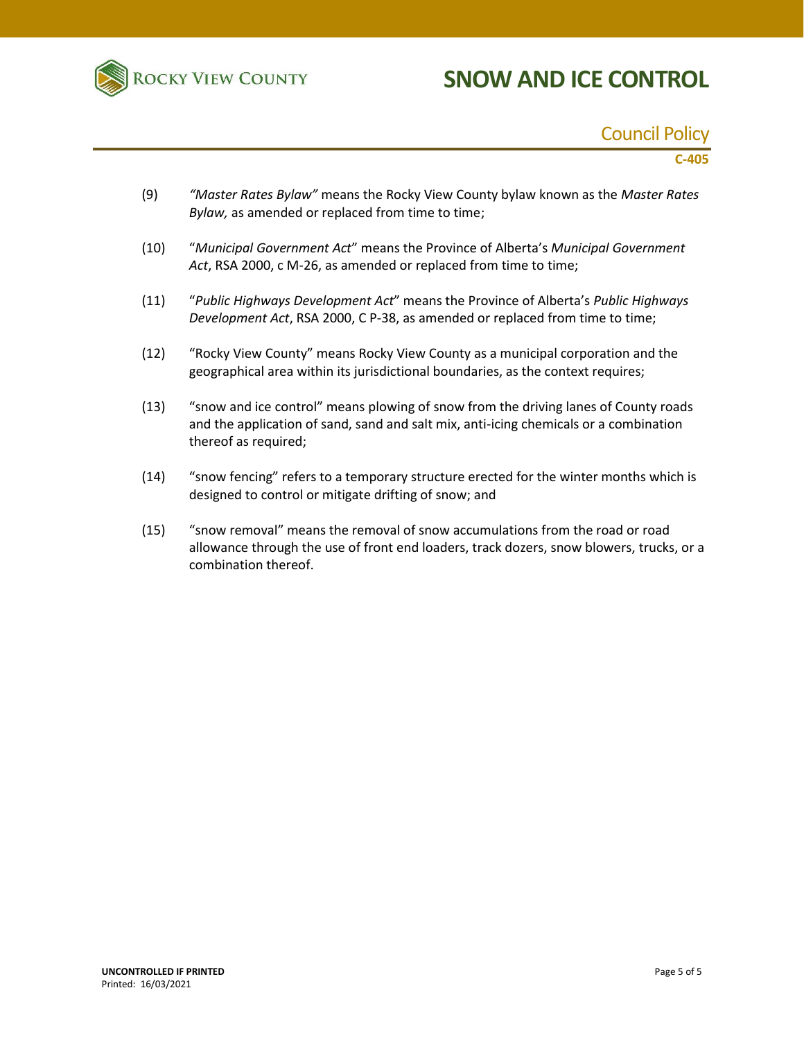(9) *"Master Rates Bylaw"* means the Rocky View County bylaw known as the *Master Rates Bylaw,* as amended or replaced from time to time;

(10) "*Municipal Government Act*" means the Province of Alberta's *Municipal Government Act*, RSA 2000, c M-26, as amended or replaced from time to time;

(11) "*Public Highways Development Act*" means the Province of Alberta's *Public Highways Development Act*, RSA 2000, C P-38, as amended or replaced from time to time;

(12) "Rocky View County" means Rocky View County as a municipal corporation and the geographical area within its jurisdictional boundaries, as the context requires;

(13) "snow and ice control" means plowing of snow from the driving lanes of County roads and the application of sand, sand and salt mix, anti-icing chemicals or a combination thereof as required;

(14) "snow fencing" refers to a temporary structure erected for the winter months which is designed to control or mitigate drifting of snow; and

(15) "snow removal" means the removal of snow accumulations from the road or road allowance through the use of front end loaders, track dozers, snow blowers, trucks, or a combination thereof.